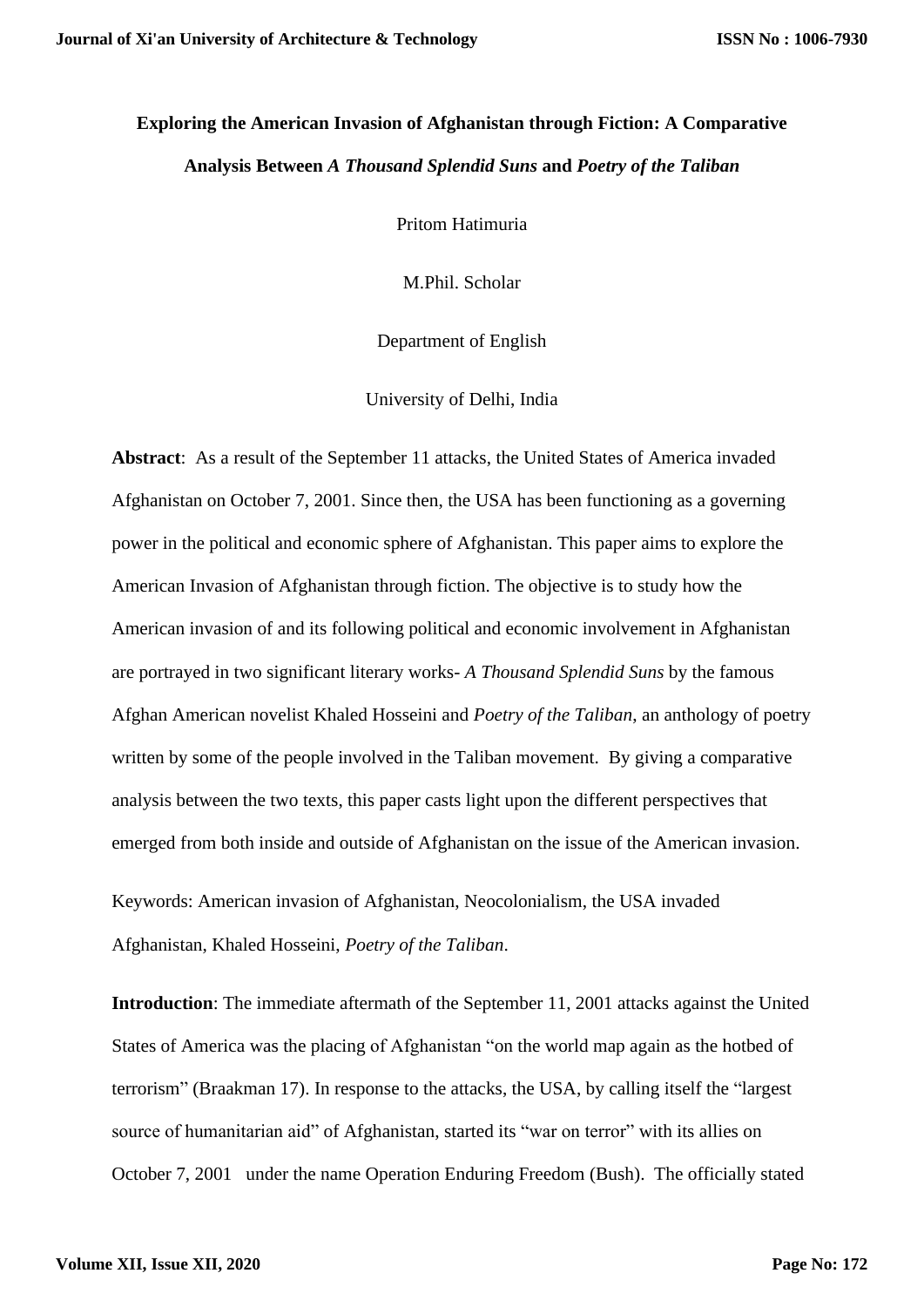# Exploring the American Invasion of Afghanistan through Fiction: A Comparative Analysis Between *A Thousand Splendid Suns* and *Poetry of the Taliban*

Pritom Hatimuria

M.Phil. Scholar

Department of English

University of Delhi, India

**Abstract**: As a result of the September 11 attacks, the United States of America invaded Afghanistan on October 7, 2001. Since then, the USA has been functioning as a governing power in the political and economic sphere of Afghanistan. This paper aims to explore the American Invasion of Afghanistan through fiction. The objective is to study how the American invasion of and its following political and economic involvement in Afghanistan are portrayed in two significant literary works- *A Thousand Splendid Suns* by the famous Afghan American novelist Khaled Hosseini and *Poetry of the Taliban*, an anthology of poetry written by some of the people involved in the Taliban movement. By giving a comparative analysis between the two texts, this paper casts light upon the different perspectives that emerged from both inside and outside of Afghanistan on the issue of the American invasion.

Keywords: American invasion of Afghanistan, Neocolonialism, the USA invaded Afghanistan, Khaled Hosseini, *Poetry of the Taliban*.

**Introduction**: The immediate aftermath of the September 11, 2001 attacks against the United States of America was the placing of Afghanistan "on the world map again as the hotbed of terrorism" (Braakman 17). In response to the attacks, the USA, by calling itself the "largest source of humanitarian aid" of Afghanistan, started its "war on terror" with its allies on October 7, 2001 under the name Operation Enduring Freedom (Bush). The officially stated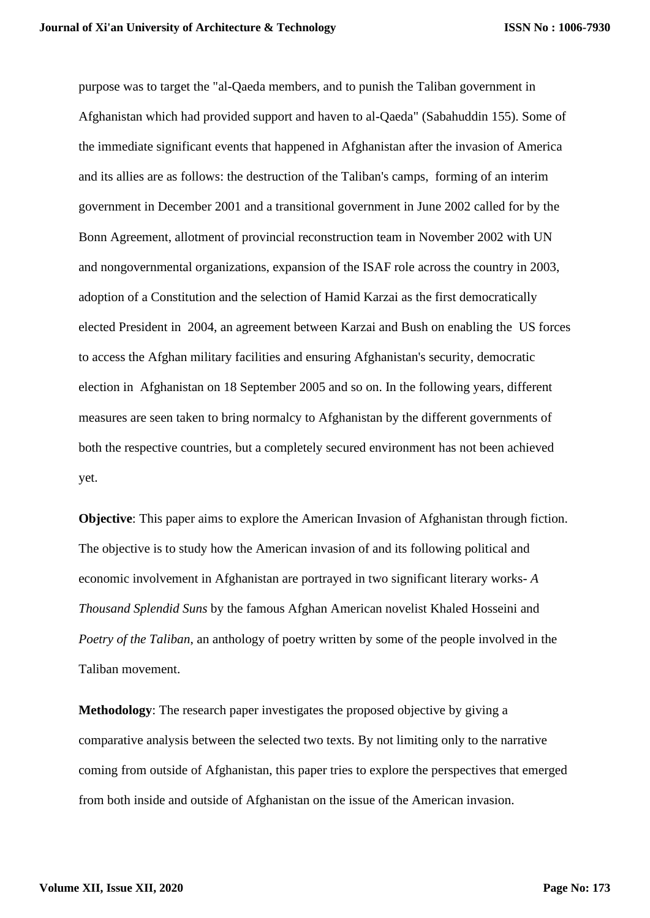purpose was to target the "al-Qaeda members, and to punish the Taliban government in Afghanistan which had provided support and haven to al-Qaeda" (Sabahuddin 155). Some of the immediate significant events that happened in Afghanistan after the invasion of America and its allies are as follows: the destruction of the Taliban's camps, forming of an interim government in December 2001 and a transitional government in June 2002 called for by the Bonn Agreement, allotment of provincial reconstruction team in November 2002 with UN and nongovernmental organizations, expansion of the ISAF role across the country in 2003, adoption of a Constitution and the selection of Hamid Karzai as the first democratically elected President in 2004, an agreement between Karzai and Bush on enabling the US forces to access the Afghan military facilities and ensuring Afghanistan's security, democratic election in Afghanistan on 18 September 2005 and so on. In the following years, different measures are seen taken to bring normalcy to Afghanistan by the different governments of both the respective countries, but a completely secured environment has not been achieved yet.

**Objective**: This paper aims to explore the American Invasion of Afghanistan through fiction. The objective is to study how the American invasion of and its following political and economic involvement in Afghanistan are portrayed in two significant literary works- *A Thousand Splendid Suns* by the famous Afghan American novelist Khaled Hosseini and *Poetry of the Taliban*, an anthology of poetry written by some of the people involved in the Taliban movement.

**Methodology**: The research paper investigates the proposed objective by giving a comparative analysis between the selected two texts. By not limiting only to the narrative coming from outside of Afghanistan, this paper tries to explore the perspectives that emerged from both inside and outside of Afghanistan on the issue of the American invasion.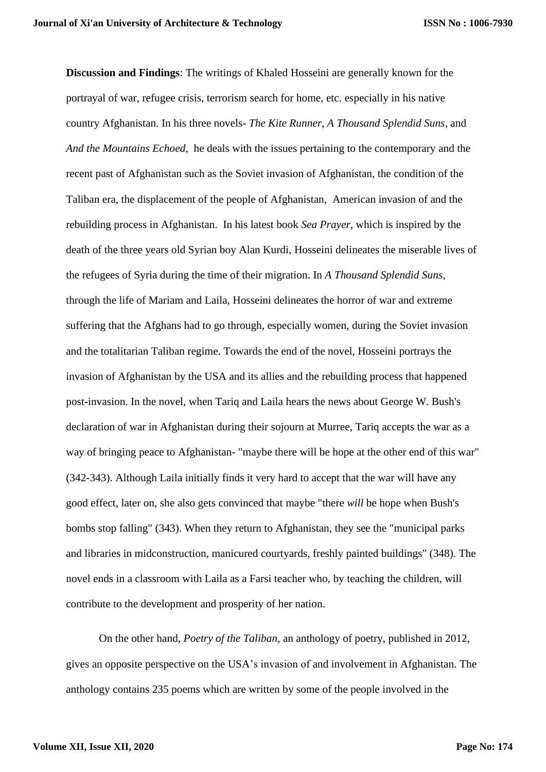**Discussion and Findings**: The writings of Khaled Hosseini are generally known for the portrayal of war, refugee crisis, terrorism search for home, etc. especially in his native country Afghanistan. In his three novels- *The Kite Runner*, *A Thousand Splendid Suns*, and *And the Mountains Echoed*, he deals with the issues pertaining to the contemporary and the recent past of Afghanistan such as the Soviet invasion of Afghanistan, the condition of the Taliban era, the displacement of the people of Afghanistan, American invasion of and the rebuilding process in Afghanistan. In his latest book *Sea Prayer*, which is inspired by the death of the three years old Syrian boy Alan Kurdi, Hosseini delineates the miserable lives of the refugees of Syria during the time of their migration. In *A Thousand Splendid Suns*, through the life of Mariam and Laila, Hosseini delineates the horror of war and extreme suffering that the Afghans had to go through, especially women, during the Soviet invasion and the totalitarian Taliban regime. Towards the end of the novel, Hosseini portrays the invasion of Afghanistan by the USA and its allies and the rebuilding process that happened post-invasion. In the novel, when Tariq and Laila hears the news about George W. Bush's declaration of war in Afghanistan during their sojourn at Murree, Tariq accepts the war as a way of bringing peace to Afghanistan- "maybe there will be hope at the other end of this war" (342-343). Although Laila initially finds it very hard to accept that the war will have any good effect, later on, she also gets convinced that maybe "there *will* be hope when Bush's bombs stop falling" (343). When they return to Afghanistan, they see the "municipal parks and libraries in midconstruction, manicured courtyards, freshly painted buildings" (348). The novel ends in a classroom with Laila as a Farsi teacher who, by teaching the children, will contribute to the development and prosperity of her nation.

On the other hand, *Poetry of the Taliban*, an anthology of poetry, published in 2012, gives an opposite perspective on the USA's invasion of and involvement in Afghanistan. The anthology contains 235 poems which are written by some of the people involved in the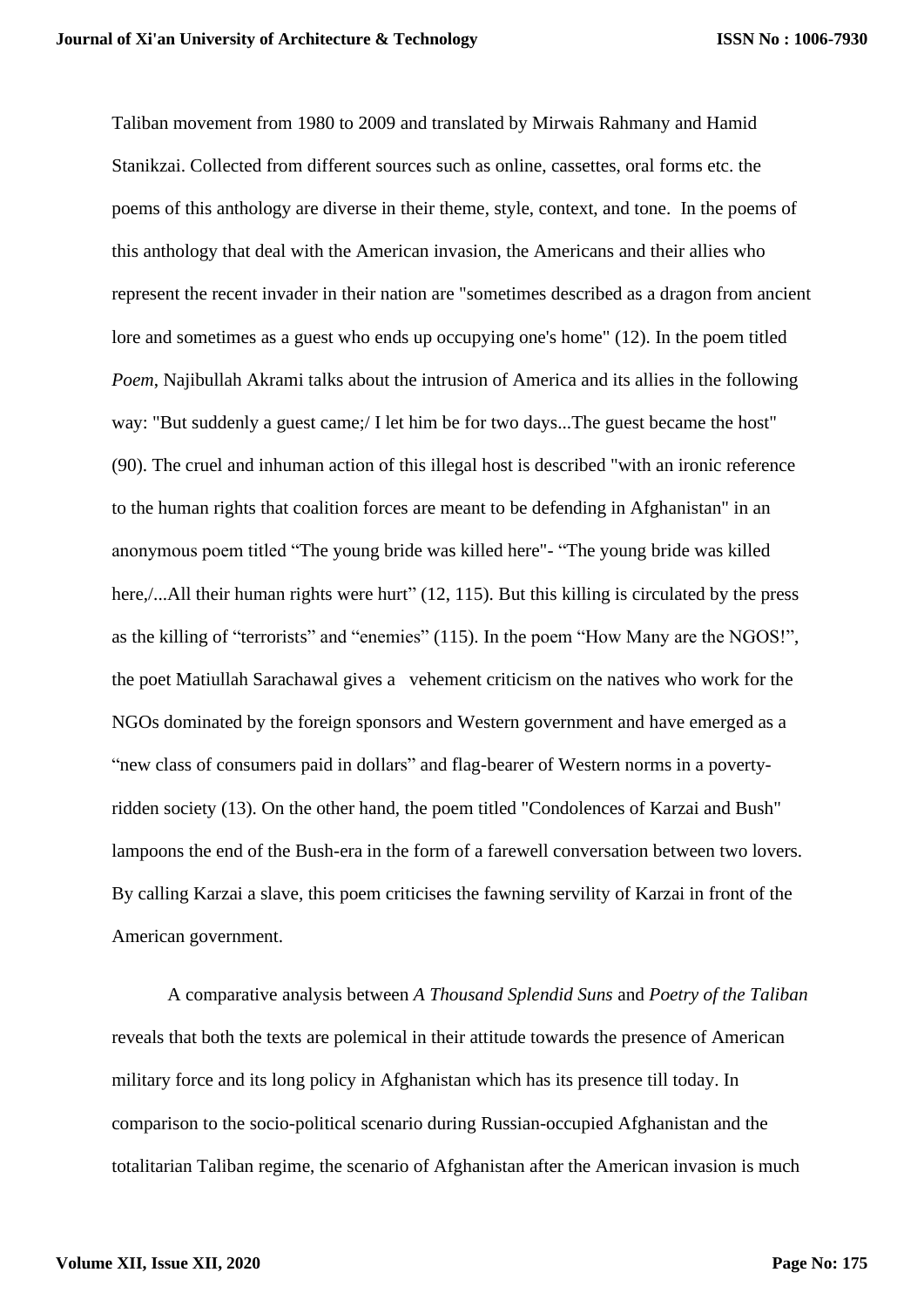Taliban movement from 1980 to 2009 and translated by Mirwais Rahmany and Hamid Stanikzai. Collected from different sources such as online, cassettes, oral forms etc. the poems of this anthology are diverse in their theme, style, context, and tone. In the poems of this anthology that deal with the American invasion, the Americans and their allies who represent the recent invader in their nation are "sometimes described as a dragon from ancient lore and sometimes as a guest who ends up occupying one's home" (12). In the poem titled *Poem*, Najibullah Akrami talks about the intrusion of America and its allies in the following way: "But suddenly a guest came;/ I let him be for two days...The guest became the host" (90). The cruel and inhuman action of this illegal host is described "with an ironic reference to the human rights that coalition forces are meant to be defending in Afghanistan" in an anonymous poem titled "The young bride was killed here"- "The young bride was killed here,/...All their human rights were hurt" (12, 115). But this killing is circulated by the press as the killing of "terrorists" and "enemies" (115). In the poem "How Many are the NGOS!", the poet Matiullah Sarachawal gives a vehement criticism on the natives who work for the NGOs dominated by the foreign sponsors and Western government and have emerged as a "new class of consumers paid in dollars" and flag-bearer of Western norms in a poverty-ridden society (13). On the other hand, the poem titled "Condolences of Karzai and Bush" lampoons the end of the Bush-era in the form of a farewell conversation between two lovers. By calling Karzai a slave, this poem criticises the fawning servility of Karzai in front of the American government.

A comparative analysis between *A Thousand Splendid Suns* and *Poetry of the Taliban* reveals that both the texts are polemical in their attitude towards the presence of American military force and its long policy in Afghanistan which has its presence till today. In comparison to the socio-political scenario during Russian-occupied Afghanistan and the totalitarian Taliban regime, the scenario of Afghanistan after the American invasion is much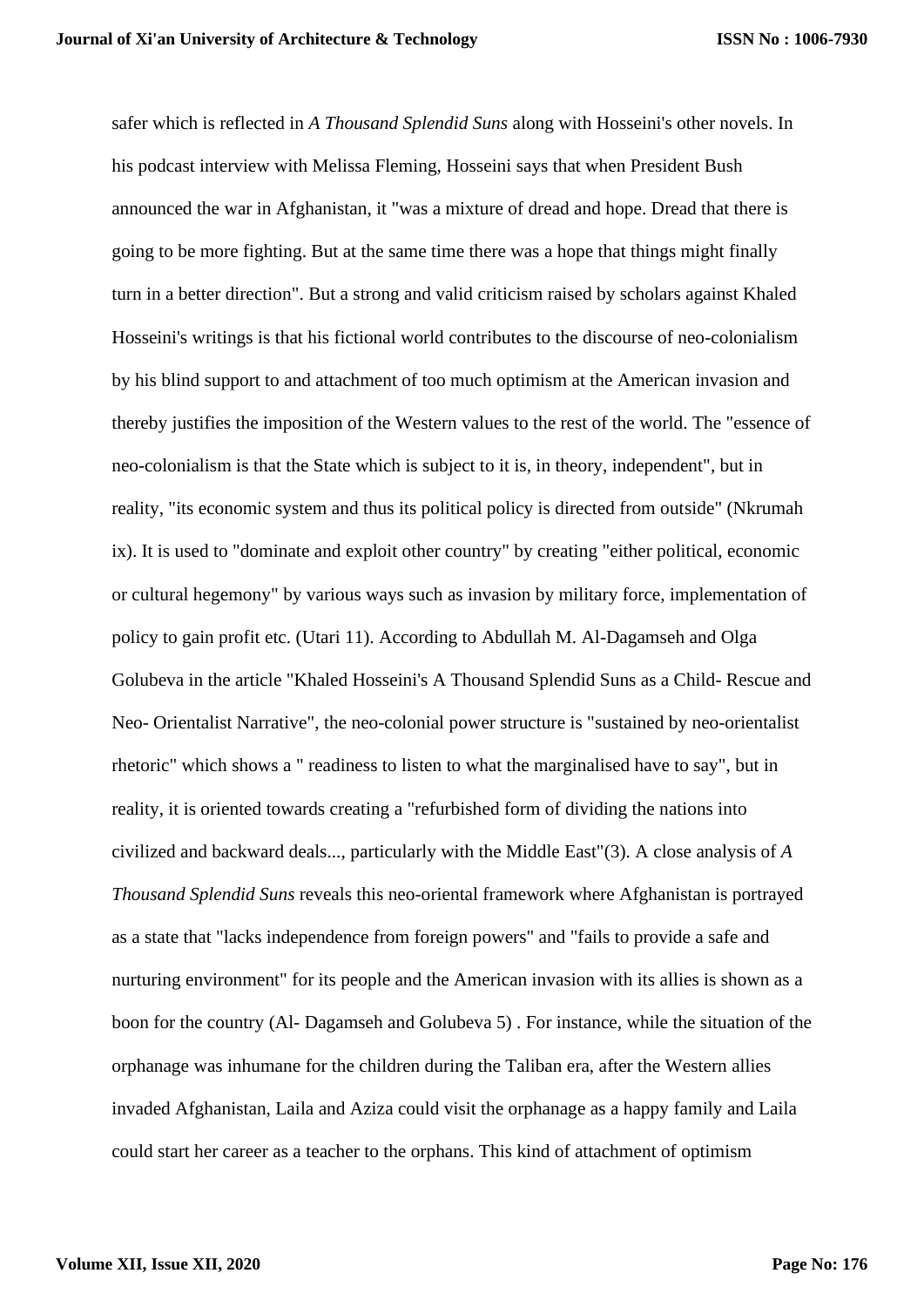safer which is reflected in *A Thousand Splendid Suns* along with Hosseini's other novels. In his podcast interview with Melissa Fleming, Hosseini says that when President Bush announced the war in Afghanistan, it "was a mixture of dread and hope. Dread that there is going to be more fighting. But at the same time there was a hope that things might finally turn in a better direction". But a strong and valid criticism raised by scholars against Khaled Hosseini's writings is that his fictional world contributes to the discourse of neo-colonialism by his blind support to and attachment of too much optimism at the American invasion and thereby justifies the imposition of the Western values to the rest of the world. The "essence of neo-colonialism is that the State which is subject to it is, in theory, independent", but in reality, "its economic system and thus its political policy is directed from outside" (Nkrumah ix). It is used to "dominate and exploit other country" by creating "either political, economic or cultural hegemony" by various ways such as invasion by military force, implementation of policy to gain profit etc. (Utari 11). According to Abdullah M. Al-Dagamseh and Olga Golubeva in the article "Khaled Hosseini's A Thousand Splendid Suns as a Child- Rescue and Neo- Orientalist Narrative", the neo-colonial power structure is "sustained by neo-orientalist rhetoric" which shows a " readiness to listen to what the marginalised have to say", but in reality, it is oriented towards creating a "refurbished form of dividing the nations into civilized and backward deals..., particularly with the Middle East"(3). A close analysis of *A Thousand Splendid Suns* reveals this neo-oriental framework where Afghanistan is portrayed as a state that "lacks independence from foreign powers" and "fails to provide a safe and nurturing environment" for its people and the American invasion with its allies is shown as a boon for the country (Al- Dagamseh and Golubeva 5) . For instance, while the situation of the orphanage was inhumane for the children during the Taliban era, after the Western allies invaded Afghanistan, Laila and Aziza could visit the orphanage as a happy family and Laila could start her career as a teacher to the orphans. This kind of attachment of optimism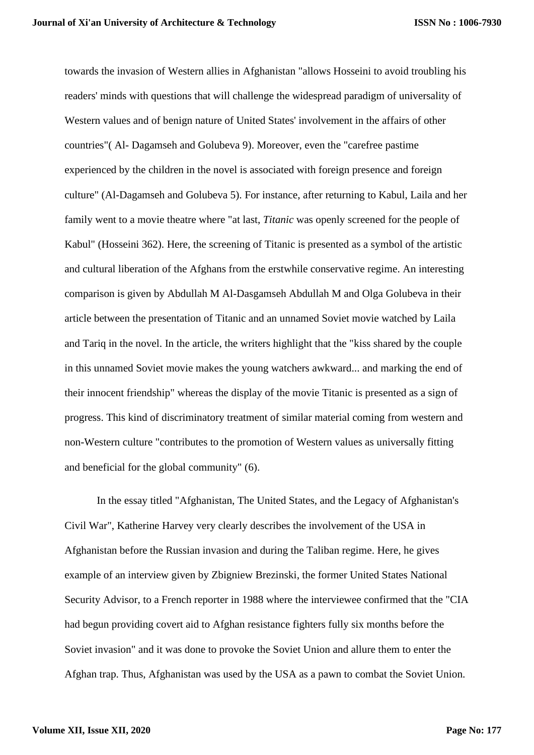towards the invasion of Western allies in Afghanistan "allows Hosseini to avoid troubling his readers' minds with questions that will challenge the widespread paradigm of universality of Western values and of benign nature of United States' involvement in the affairs of other countries"( Al- Dagamseh and Golubeva 9). Moreover, even the "carefree pastime experienced by the children in the novel is associated with foreign presence and foreign culture" (Al-Dagamseh and Golubeva 5). For instance, after returning to Kabul, Laila and her family went to a movie theatre where "at last, *Titanic* was openly screened for the people of Kabul" (Hosseini 362). Here, the screening of Titanic is presented as a symbol of the artistic and cultural liberation of the Afghans from the erstwhile conservative regime. An interesting comparison is given by Abdullah M Al-Dasgamseh Abdullah M and Olga Golubeva in their article between the presentation of Titanic and an unnamed Soviet movie watched by Laila and Tariq in the novel. In the article, the writers highlight that the "kiss shared by the couple in this unnamed Soviet movie makes the young watchers awkward... and marking the end of their innocent friendship" whereas the display of the movie Titanic is presented as a sign of progress. This kind of discriminatory treatment of similar material coming from western and non-Western culture "contributes to the promotion of Western values as universally fitting and beneficial for the global community" (6).

In the essay titled "Afghanistan, The United States, and the Legacy of Afghanistan's Civil War", Katherine Harvey very clearly describes the involvement of the USA in Afghanistan before the Russian invasion and during the Taliban regime. Here, he gives example of an interview given by Zbigniew Brezinski, the former United States National Security Advisor, to a French reporter in 1988 where the interviewee confirmed that the "CIA had begun providing covert aid to Afghan resistance fighters fully six months before the Soviet invasion" and it was done to provoke the Soviet Union and allure them to enter the Afghan trap. Thus, Afghanistan was used by the USA as a pawn to combat the Soviet Union.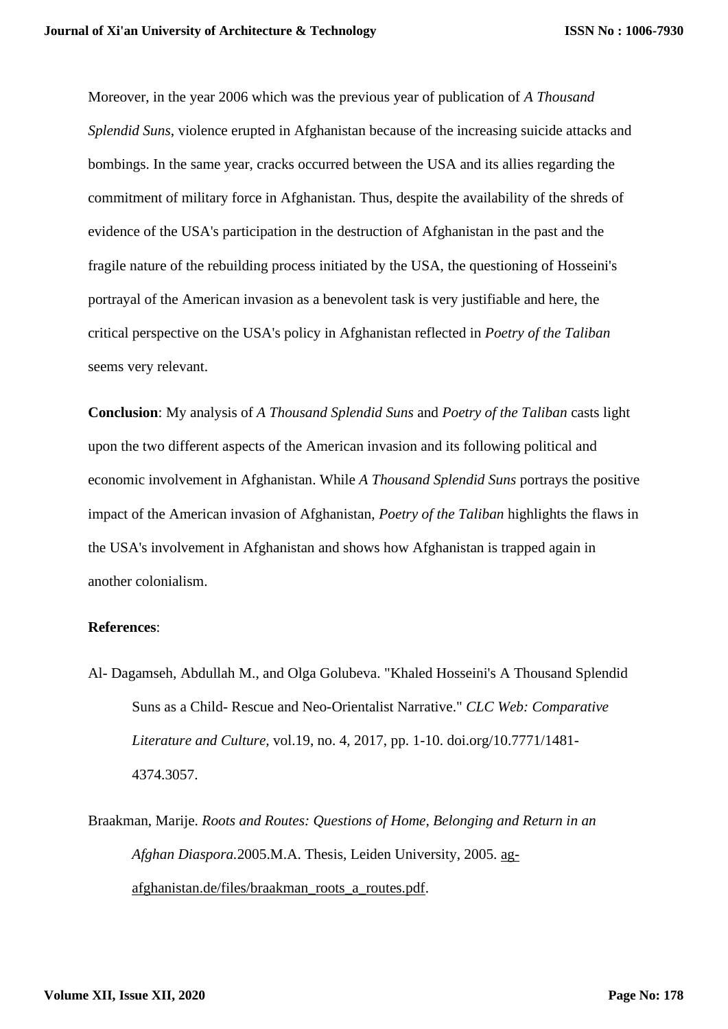Moreover, in the year 2006 which was the previous year of publication of *A Thousand Splendid Suns*, violence erupted in Afghanistan because of the increasing suicide attacks and bombings. In the same year, cracks occurred between the USA and its allies regarding the commitment of military force in Afghanistan. Thus, despite the availability of the shreds of evidence of the USA's participation in the destruction of Afghanistan in the past and the fragile nature of the rebuilding process initiated by the USA, the questioning of Hosseini's portrayal of the American invasion as a benevolent task is very justifiable and here, the critical perspective on the USA's policy in Afghanistan reflected in *Poetry of the Taliban* seems very relevant.

**Conclusion**: My analysis of *A Thousand Splendid Suns* and *Poetry of the Taliban* casts light upon the two different aspects of the American invasion and its following political and economic involvement in Afghanistan. While *A Thousand Splendid Suns* portrays the positive impact of the American invasion of Afghanistan, *Poetry of the Taliban* highlights the flaws in the USA's involvement in Afghanistan and shows how Afghanistan is trapped again in another colonialism.

**References**:

Al- Dagamseh, Abdullah M., and Olga Golubeva. "Khaled Hosseini's A Thousand Splendid Suns as a Child- Rescue and Neo-Orientalist Narrative." *CLC Web: Comparative Literature and Culture,* vol.19, no. 4, 2017, pp. 1-10. doi.org/10.7771/1481-4374.3057.

Braakman, Marije. *Roots and Routes: Questions of Home, Belonging and Return in an Afghan Diaspora.*2005.M.A. Thesis, Leiden University, 2005. ag-afghanistan.de/files/braakman_roots_a_routes.pdf.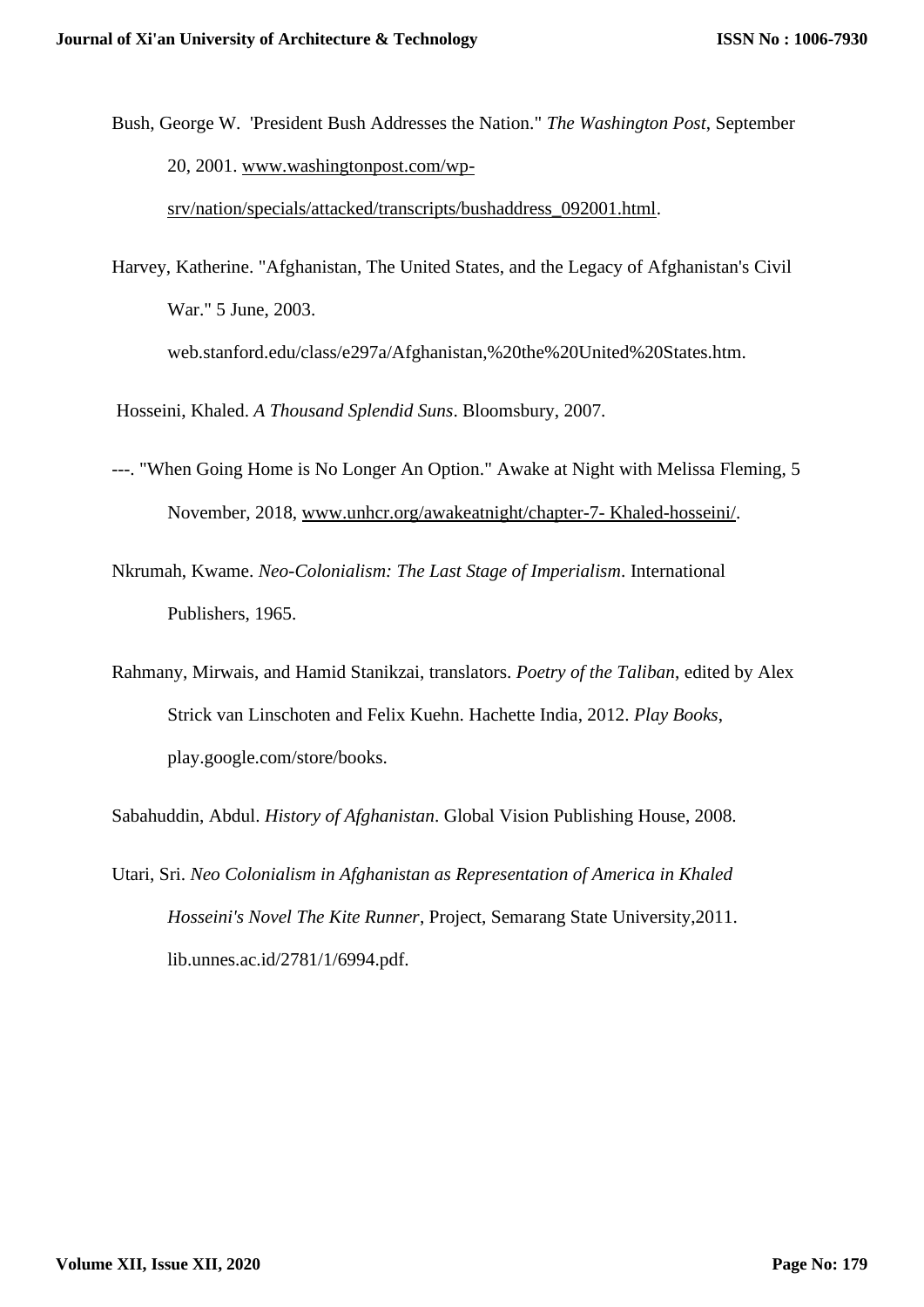Bush, George W. 'President Bush Addresses the Nation." *The Washington Post*, September 20, 2001. www.washingtonpost.com/wp-srv/nation/specials/attacked/transcripts/bushaddress_092001.html.

Harvey, Katherine. "Afghanistan, The United States, and the Legacy of Afghanistan's Civil War." 5 June, 2003. web.stanford.edu/class/e297a/Afghanistan,%20the%20United%20States.htm.

Hosseini, Khaled. *A Thousand Splendid Suns*. Bloomsbury, 2007.

---. "When Going Home is No Longer An Option." Awake at Night with Melissa Fleming, 5 November, 2018, www.unhcr.org/awakeatnight/chapter-7- Khaled-hosseini/.

Nkrumah, Kwame. *Neo-Colonialism: The Last Stage of Imperialism*. International Publishers, 1965.

Rahmany, Mirwais, and Hamid Stanikzai, translators. *Poetry of the Taliban*, edited by Alex Strick van Linschoten and Felix Kuehn. Hachette India, 2012. *Play Books*, play.google.com/store/books.

Sabahuddin, Abdul. *History of Afghanistan*. Global Vision Publishing House, 2008.

Utari, Sri. *Neo Colonialism in Afghanistan as Representation of America in Khaled Hosseini's Novel The Kite Runner*, Project, Semarang State University,2011. lib.unnes.ac.id/2781/1/6994.pdf.